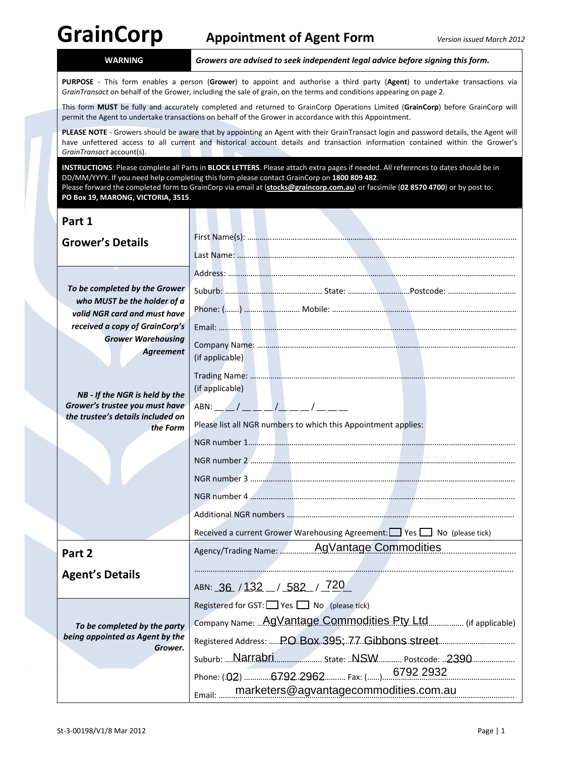# GrainCorp Appointment of Agent Form

*Version issued March 2012*

| **WARNING** | ***Growers are advised to seek independent legal advice before signing this form.*** |
|---|---|

**PURPOSE** - This form enables a person (**Grower**) to appoint and authorise a third party (**Agent**) to undertake transactions via *GrainTransact* on behalf of the Grower, including the sale of grain, on the terms and conditions appearing on page 2.

This form **MUST** be fully and accurately completed and returned to GrainCorp Operations Limited (**GrainCorp**) before GrainCorp will permit the Agent to undertake transactions on behalf of the Grower in accordance with this Appointment.

**PLEASE NOTE** - Growers should be aware that by appointing an Agent with their GrainTransact login and password details, the Agent will have unfettered access to all current and historical account details and transaction information contained within the Grower's *GrainTransact* account(s).

**INSTRUCTIONS**: Please complete all Parts in **BLOCK LETTERS**. Please attach extra pages if needed. All references to dates should be in DD/MM/YYYY. If you need help completing this form please contact GrainCorp on **1800 809 482**.
Please forward the completed form to GrainCorp via email at (**stocks@graincorp.com.au**) or facsimile (**02 8570 4700**) or by post to: **PO Box 19, MARONG, VICTORIA, 3515**.

## Part 1 – Grower's Details

*To be completed by the Grower who MUST be the holder of a valid NGR card and must have received a copy of GrainCorp's Grower Warehousing Agreement*

*NB - If the NGR is held by the Grower's trustee you must have the trustee's details included on the Form*

First Name(s): ……………………………………………

Last Name: ……………………………………………

Address: ……………………………………………

Suburb: ……………………. State: ……………………. Postcode: …………………….

Phone: (…….) ……………………. Mobile: …………………….

Email: ……………………………………………

Company Name: ……………………………………………
(if applicable)

Trading Name: ……………………………………………
(if applicable)

ABN: __ __ / __ __ __ / __ __ __ / __ __ __

Please list all NGR numbers to which this Appointment applies:

NGR number 1……………………………………………

NGR number 2 ……………………………………………

NGR number 3 ……………………………………………

NGR number 4 ……………………………………………

Additional NGR numbers ……………………………………………

Received a current Grower Warehousing Agreement: ☐ Yes ☐ No (please tick)

## Part 2 – Agent's Details

*To be completed by the party being appointed as Agent by the Grower.*

Agency/Trading Name: AgVantage Commodities

……………………………………………

ABN: 36 / 132 / 582 / 720

Registered for GST: ☐ Yes ☐ No (please tick)

Company Name: AgVantage Commodities Pty Ltd (if applicable)

Registered Address: PO Box 395; 77 Gibbons street

Suburb: Narrabri State: NSW Postcode: 2390

Phone: (02) 6792 2962 Fax: (……) 6792 2932

Email: marketers@agvantagecommodities.com.au

St-3-00198/V1/8 Mar 2012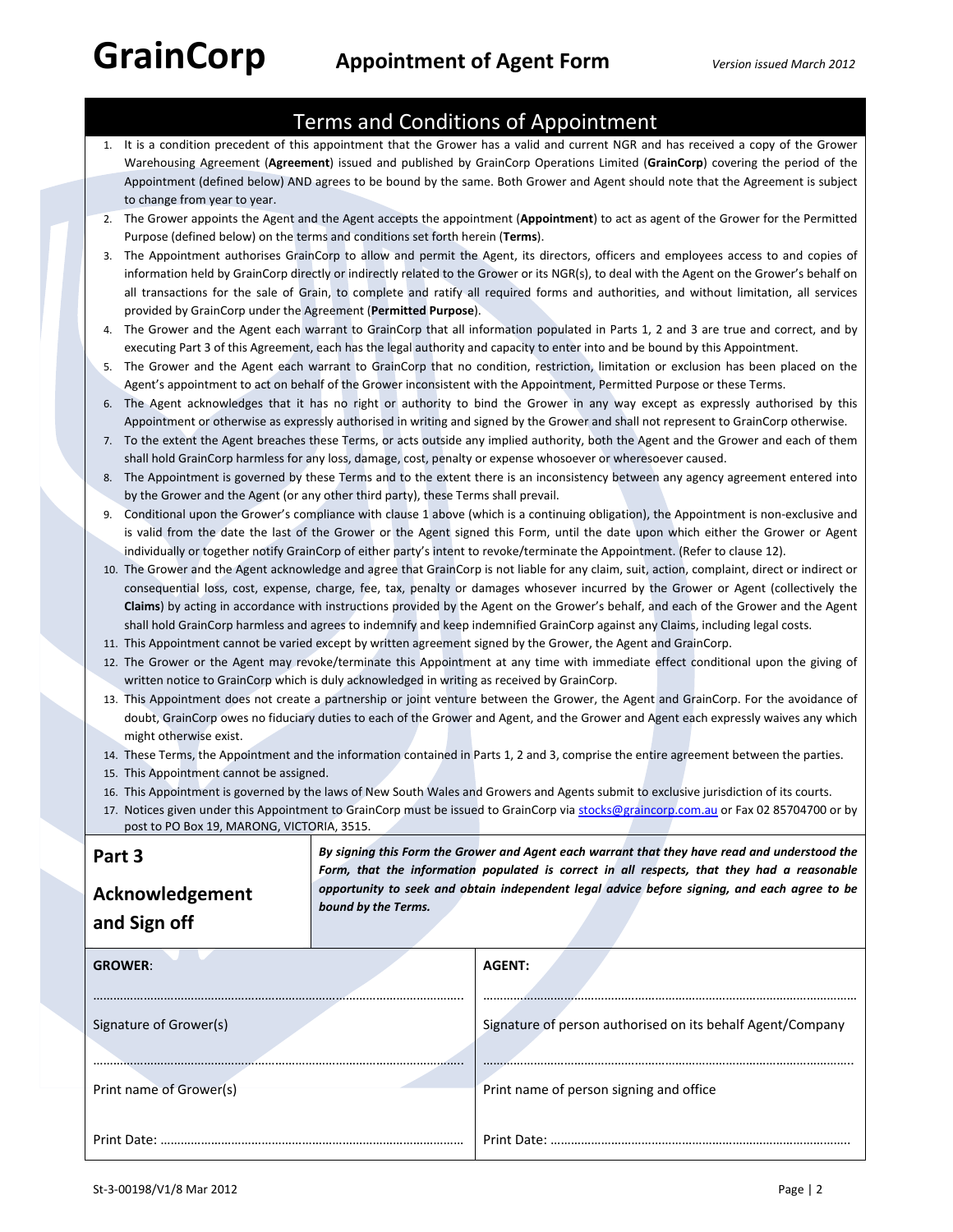# GrainCorp Appointment of Agent Form

*Version issued March 2012*

## Terms and Conditions of Appointment

1. It is a condition precedent of this appointment that the Grower has a valid and current NGR and has received a copy of the Grower Warehousing Agreement (**Agreement**) issued and published by GrainCorp Operations Limited (**GrainCorp**) covering the period of the Appointment (defined below) AND agrees to be bound by the same. Both Grower and Agent should note that the Agreement is subject to change from year to year.
2. The Grower appoints the Agent and the Agent accepts the appointment (**Appointment**) to act as agent of the Grower for the Permitted Purpose (defined below) on the terms and conditions set forth herein (**Terms**).
3. The Appointment authorises GrainCorp to allow and permit the Agent, its directors, officers and employees access to and copies of information held by GrainCorp directly or indirectly related to the Grower or its NGR(s), to deal with the Agent on the Grower's behalf on all transactions for the sale of Grain, to complete and ratify all required forms and authorities, and without limitation, all services provided by GrainCorp under the Agreement (**Permitted Purpose**).
4. The Grower and the Agent each warrant to GrainCorp that all information populated in Parts 1, 2 and 3 are true and correct, and by executing Part 3 of this Agreement, each has the legal authority and capacity to enter into and be bound by this Appointment.
5. The Grower and the Agent each warrant to GrainCorp that no condition, restriction, limitation or exclusion has been placed on the Agent's appointment to act on behalf of the Grower inconsistent with the Appointment, Permitted Purpose or these Terms.
6. The Agent acknowledges that it has no right or authority to bind the Grower in any way except as expressly authorised by this Appointment or otherwise as expressly authorised in writing and signed by the Grower and shall not represent to GrainCorp otherwise.
7. To the extent the Agent breaches these Terms, or acts outside any implied authority, both the Agent and the Grower and each of them shall hold GrainCorp harmless for any loss, damage, cost, penalty or expense whosoever or wheresoever caused.
8. The Appointment is governed by these Terms and to the extent there is an inconsistency between any agency agreement entered into by the Grower and the Agent (or any other third party), these Terms shall prevail.
9. Conditional upon the Grower's compliance with clause 1 above (which is a continuing obligation), the Appointment is non-exclusive and is valid from the date the last of the Grower or the Agent signed this Form, until the date upon which either the Grower or Agent individually or together notify GrainCorp of either party's intent to revoke/terminate the Appointment. (Refer to clause 12).
10. The Grower and the Agent acknowledge and agree that GrainCorp is not liable for any claim, suit, action, complaint, direct or indirect or consequential loss, cost, expense, charge, fee, tax, penalty or damages whosever incurred by the Grower or Agent (collectively the **Claims**) by acting in accordance with instructions provided by the Agent on the Grower's behalf, and each of the Grower and the Agent shall hold GrainCorp harmless and agrees to indemnify and keep indemnified GrainCorp against any Claims, including legal costs.
11. This Appointment cannot be varied except by written agreement signed by the Grower, the Agent and GrainCorp.
12. The Grower or the Agent may revoke/terminate this Appointment at any time with immediate effect conditional upon the giving of written notice to GrainCorp which is duly acknowledged in writing as received by GrainCorp.
13. This Appointment does not create a partnership or joint venture between the Grower, the Agent and GrainCorp. For the avoidance of doubt, GrainCorp owes no fiduciary duties to each of the Grower and Agent, and the Grower and Agent each expressly waives any which might otherwise exist.
14. These Terms, the Appointment and the information contained in Parts 1, 2 and 3, comprise the entire agreement between the parties.
15. This Appointment cannot be assigned.
16. This Appointment is governed by the laws of New South Wales and Growers and Agents submit to exclusive jurisdiction of its courts.
17. Notices given under this Appointment to GrainCorp must be issued to GrainCorp via stocks@graincorp.com.au or Fax 02 85704700 or by post to PO Box 19, MARONG, VICTORIA, 3515.

## Part 3 Acknowledgement and Sign off

***By signing this Form the Grower and Agent each warrant that they have read and understood the Form, that the information populated is correct in all respects, that they had a reasonable opportunity to seek and obtain independent legal advice before signing, and each agree to be bound by the Terms.***

| **GROWER**: | **AGENT:** |
|---|---|
| ……………………………………………… | ……………………………………………… |
| Signature of Grower(s) | Signature of person authorised on its behalf Agent/Company |
| ……………………………………………… | ……………………………………………… |
| Print name of Grower(s) | Print name of person signing and office |
| Print Date: ……………………………… | Print Date: ……………………………… |

St-3-00198/V1/8 Mar 2012